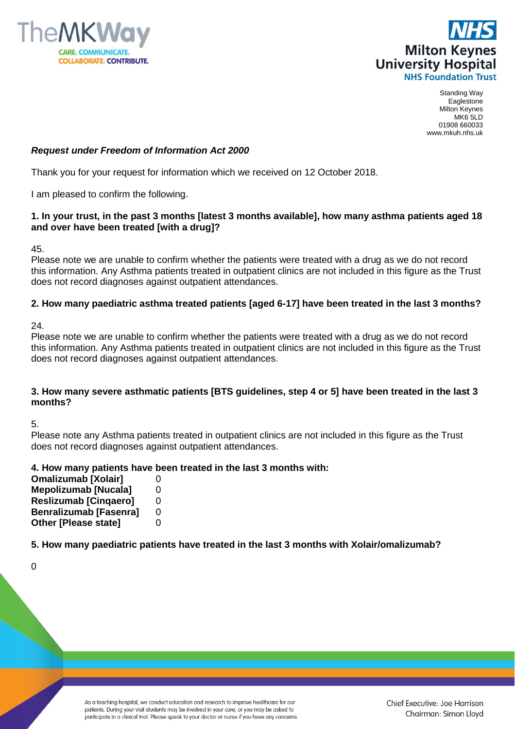Standing Way
Eaglestone
Milton Keynes
MK6 5LD
01908 660033
www.mkuh.nhs.uk

***Request under Freedom of Information Act 2000***

Thank you for your request for information which we received on 12 October 2018.

I am pleased to confirm the following.

**1. In your trust, in the past 3 months [latest 3 months available], how many asthma patients aged 18 and over have been treated [with a drug]?**

45.
Please note we are unable to confirm whether the patients were treated with a drug as we do not record this information. Any Asthma patients treated in outpatient clinics are not included in this figure as the Trust does not record diagnoses against outpatient attendances.

**2. How many paediatric asthma treated patients [aged 6-17] have been treated in the last 3 months?**

24.
Please note we are unable to confirm whether the patients were treated with a drug as we do not record this information. Any Asthma patients treated in outpatient clinics are not included in this figure as the Trust does not record diagnoses against outpatient attendances.

**3. How many severe asthmatic patients [BTS guidelines, step 4 or 5] have been treated in the last 3 months?**

5.
Please note any Asthma patients treated in outpatient clinics are not included in this figure as the Trust does not record diagnoses against outpatient attendances.

**4. How many patients have been treated in the last 3 months with:**

| | |
|---|---|
| **Omalizumab [Xolair]** | 0 |
| **Mepolizumab [Nucala]** | 0 |
| **Reslizumab [Cinqaero]** | 0 |
| **Benralizumab [Fasenra]** | 0 |
| **Other [Please state]** | 0 |

**5. How many paediatric patients have treated in the last 3 months with Xolair/omalizumab?**

0

As a teaching hospital, we conduct education and research to improve healthcare for our patients. During your visit students may be involved in your care, or you may be asked to participate in a clinical trial. Please speak to your doctor or nurse if you have any concerns.

Chief Executive: Joe Harrison
Chairman: Simon Lloyd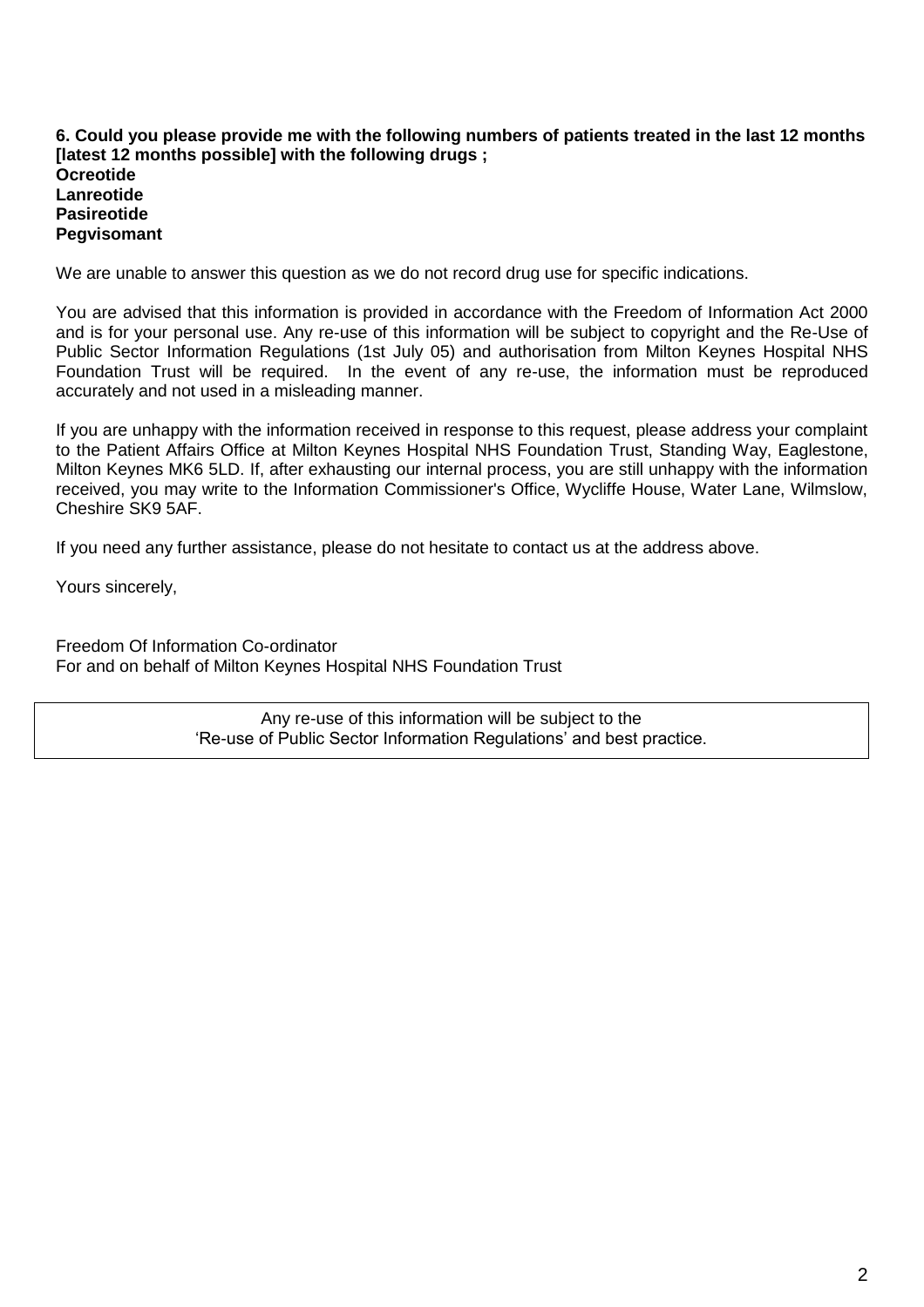**6. Could you please provide me with the following numbers of patients treated in the last 12 months [latest 12 months possible] with the following drugs ;**
**Ocreotide**
**Lanreotide**
**Pasireotide**
**Pegvisomant**

We are unable to answer this question as we do not record drug use for specific indications.

You are advised that this information is provided in accordance with the Freedom of Information Act 2000 and is for your personal use. Any re-use of this information will be subject to copyright and the Re-Use of Public Sector Information Regulations (1st July 05) and authorisation from Milton Keynes Hospital NHS Foundation Trust will be required. In the event of any re-use, the information must be reproduced accurately and not used in a misleading manner.

If you are unhappy with the information received in response to this request, please address your complaint to the Patient Affairs Office at Milton Keynes Hospital NHS Foundation Trust, Standing Way, Eaglestone, Milton Keynes MK6 5LD. If, after exhausting our internal process, you are still unhappy with the information received, you may write to the Information Commissioner's Office, Wycliffe House, Water Lane, Wilmslow, Cheshire SK9 5AF.

If you need any further assistance, please do not hesitate to contact us at the address above.

Yours sincerely,

Freedom Of Information Co-ordinator
For and on behalf of Milton Keynes Hospital NHS Foundation Trust

Any re-use of this information will be subject to the
'Re-use of Public Sector Information Regulations' and best practice.